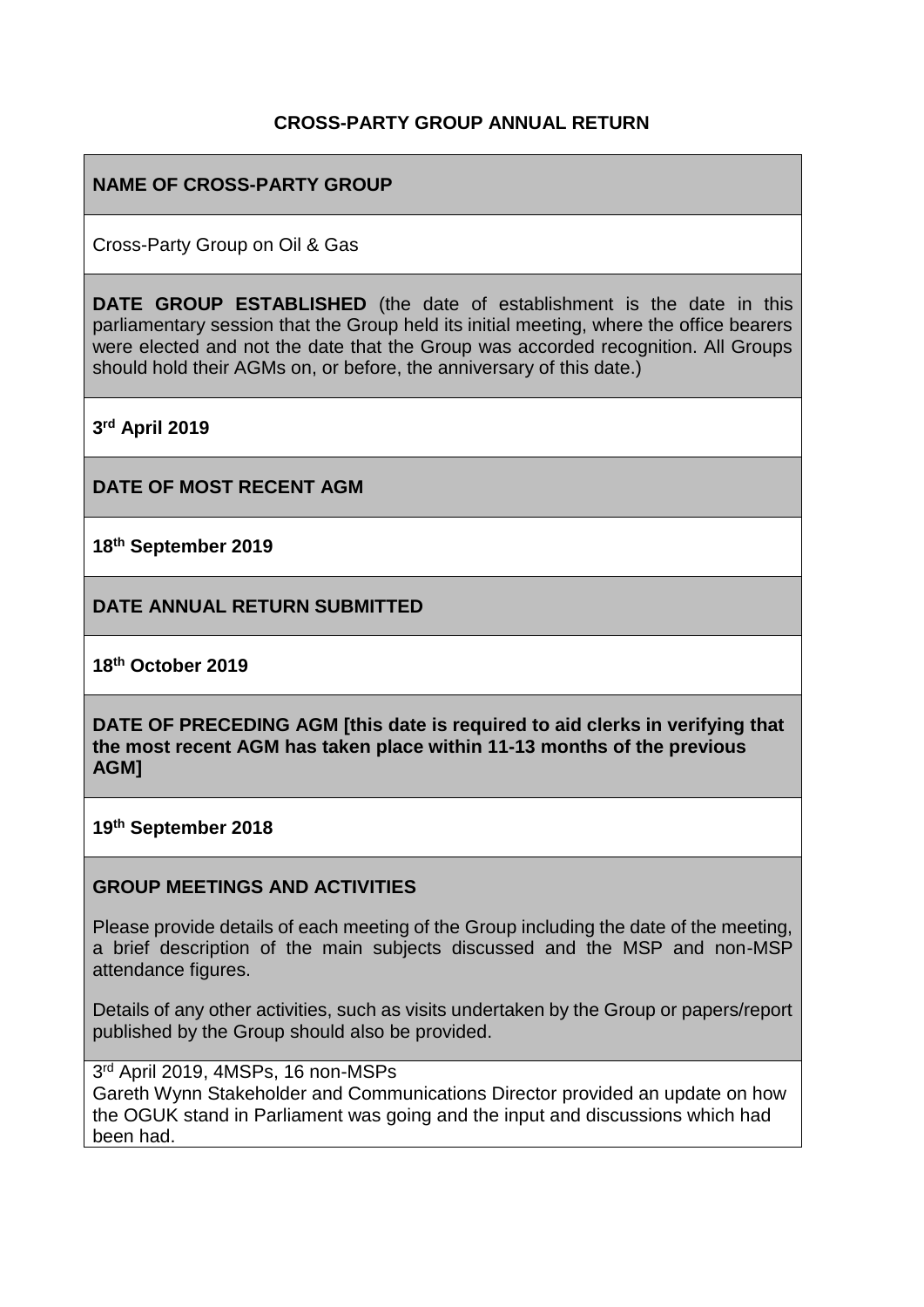# CROSS-PARTY GROUP ANNUAL RETURN

**NAME OF CROSS-PARTY GROUP**

Cross-Party Group on Oil & Gas

**DATE GROUP ESTABLISHED** (the date of establishment is the date in this parliamentary session that the Group held its initial meeting, where the office bearers were elected and not the date that the Group was accorded recognition. All Groups should hold their AGMs on, or before, the anniversary of this date.)

**3rd April 2019**

**DATE OF MOST RECENT AGM**

**18th September 2019**

**DATE ANNUAL RETURN SUBMITTED**

**18th October 2019**

**DATE OF PRECEDING AGM [this date is required to aid clerks in verifying that the most recent AGM has taken place within 11-13 months of the previous AGM]**

**19th September 2018**

**GROUP MEETINGS AND ACTIVITIES**

Please provide details of each meeting of the Group including the date of the meeting, a brief description of the main subjects discussed and the MSP and non-MSP attendance figures.

Details of any other activities, such as visits undertaken by the Group or papers/report published by the Group should also be provided.

3rd April 2019, 4MSPs, 16 non-MSPs
Gareth Wynn Stakeholder and Communications Director provided an update on how the OGUK stand in Parliament was going and the input and discussions which had been had.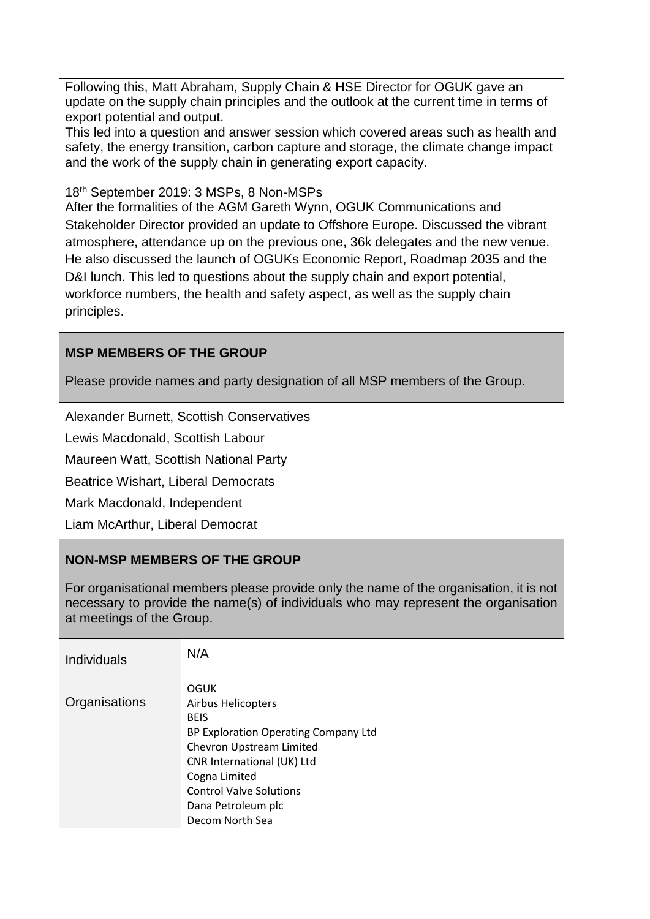Following this, Matt Abraham, Supply Chain & HSE Director for OGUK gave an update on the supply chain principles and the outlook at the current time in terms of export potential and output.

This led into a question and answer session which covered areas such as health and safety, the energy transition, carbon capture and storage, the climate change impact and the work of the supply chain in generating export capacity.

18th September 2019: 3 MSPs, 8 Non-MSPs

After the formalities of the AGM Gareth Wynn, OGUK Communications and Stakeholder Director provided an update to Offshore Europe. Discussed the vibrant atmosphere, attendance up on the previous one, 36k delegates and the new venue. He also discussed the launch of OGUKs Economic Report, Roadmap 2035 and the D&I lunch. This led to questions about the supply chain and export potential, workforce numbers, the health and safety aspect, as well as the supply chain principles.

## MSP MEMBERS OF THE GROUP

Please provide names and party designation of all MSP members of the Group.

Alexander Burnett, Scottish Conservatives

Lewis Macdonald, Scottish Labour

Maureen Watt, Scottish National Party

Beatrice Wishart, Liberal Democrats

Mark Macdonald, Independent

Liam McArthur, Liberal Democrat

## NON-MSP MEMBERS OF THE GROUP

For organisational members please provide only the name of the organisation, it is not necessary to provide the name(s) of individuals who may represent the organisation at meetings of the Group.

| | |
|---|---|
| Individuals | N/A |
| Organisations | OGUK<br>Airbus Helicopters<br>BEIS<br>BP Exploration Operating Company Ltd<br>Chevron Upstream Limited<br>CNR International (UK) Ltd<br>Cogna Limited<br>Control Valve Solutions<br>Dana Petroleum plc<br>Decom North Sea |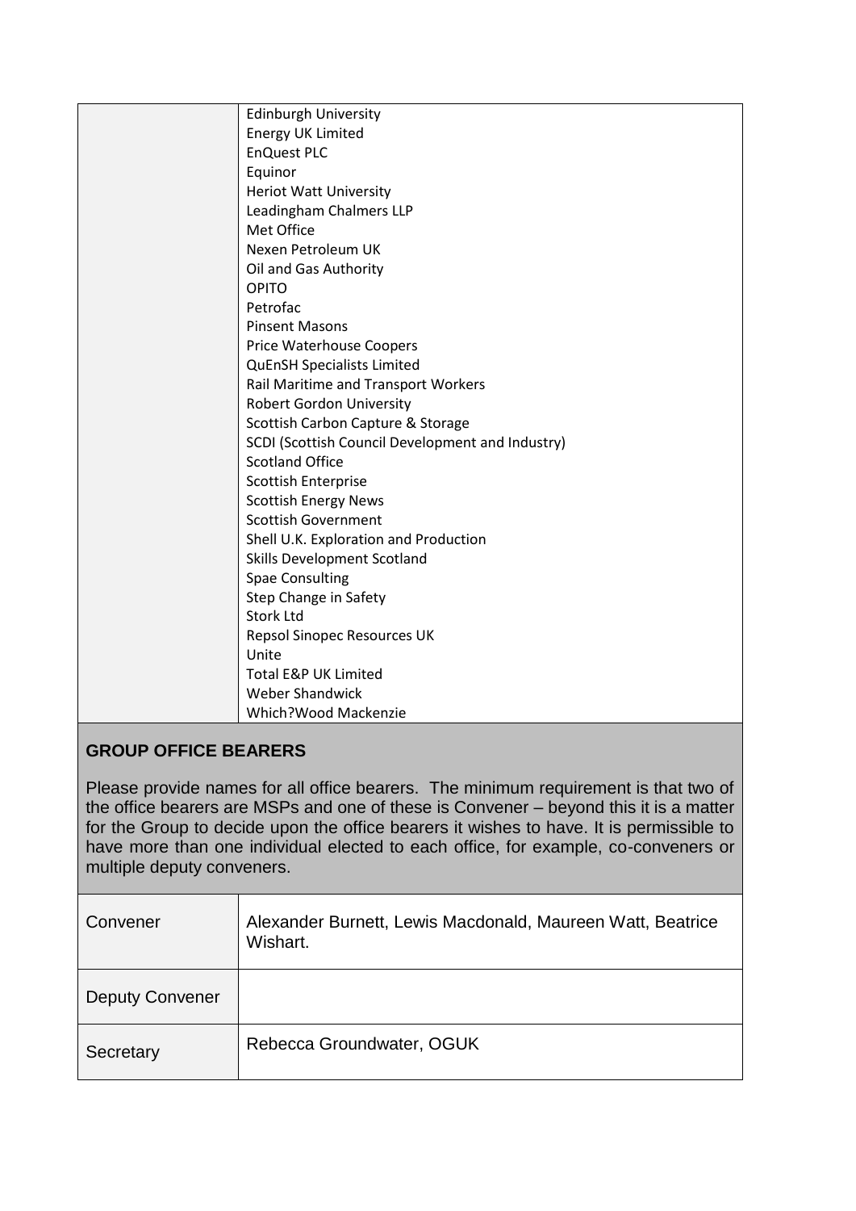| | |
|---|---|
| | Edinburgh University<br>Energy UK Limited<br>EnQuest PLC<br>Equinor<br>Heriot Watt University<br>Leadingham Chalmers LLP<br>Met Office<br>Nexen Petroleum UK<br>Oil and Gas Authority<br>OPITO<br>Petrofac<br>Pinsent Masons<br>Price Waterhouse Coopers<br>QuEnSH Specialists Limited<br>Rail Maritime and Transport Workers<br>Robert Gordon University<br>Scottish Carbon Capture & Storage<br>SCDI (Scottish Council Development and Industry)<br>Scotland Office<br>Scottish Enterprise<br>Scottish Energy News<br>Scottish Government<br>Shell U.K. Exploration and Production<br>Skills Development Scotland<br>Spae Consulting<br>Step Change in Safety<br>Stork Ltd<br>Repsol Sinopec Resources UK<br>Unite<br>Total E&P UK Limited<br>Weber Shandwick<br>Which?Wood Mackenzie |

## GROUP OFFICE BEARERS

Please provide names for all office bearers. The minimum requirement is that two of the office bearers are MSPs and one of these is Convener – beyond this it is a matter for the Group to decide upon the office bearers it wishes to have. It is permissible to have more than one individual elected to each office, for example, co-conveners or multiple deputy conveners.

| | |
|---|---|
| Convener | Alexander Burnett, Lewis Macdonald, Maureen Watt, Beatrice Wishart. |
| Deputy Convener | |
| Secretary | Rebecca Groundwater, OGUK |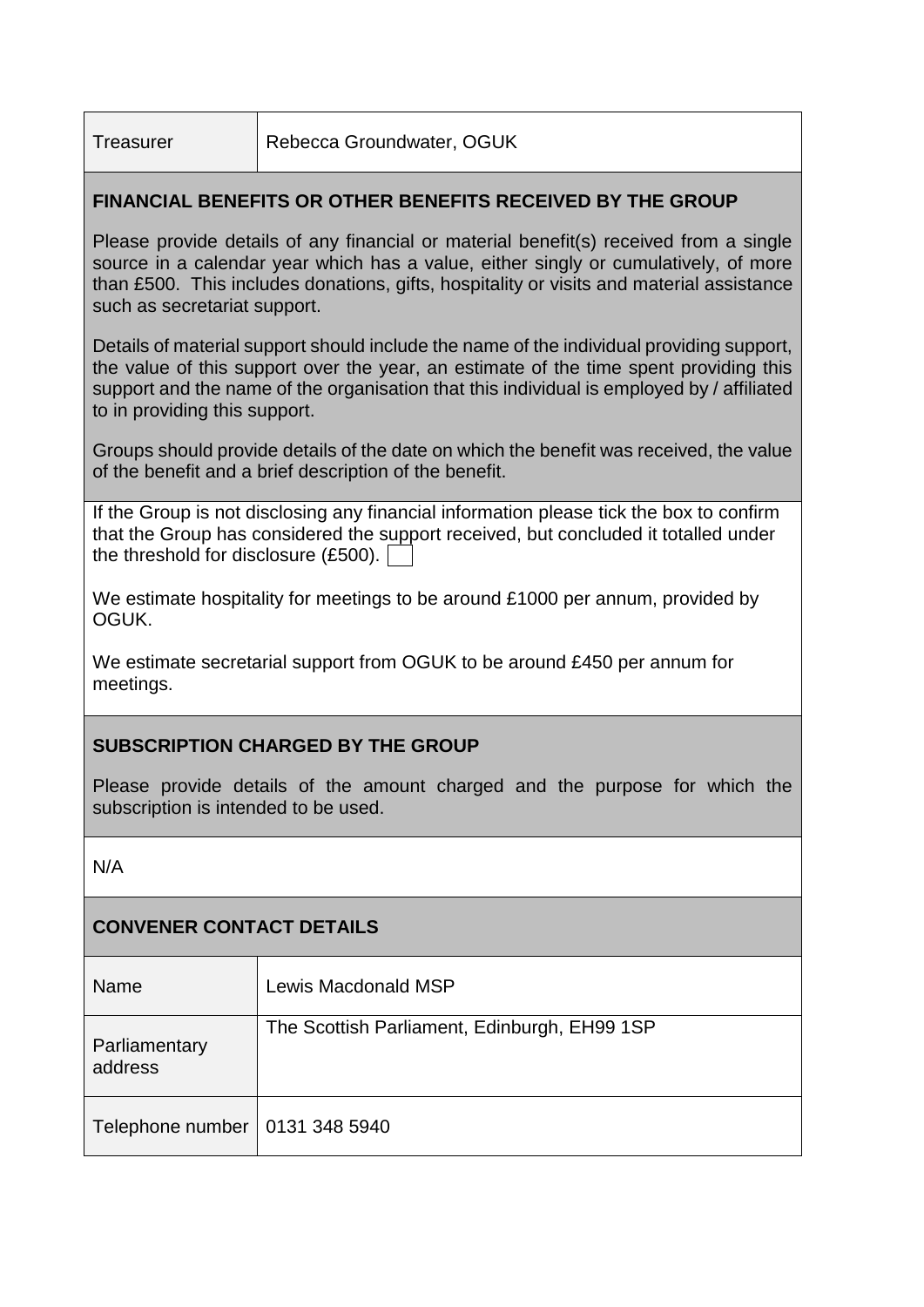| | |
|---|---|
| Treasurer | Rebecca Groundwater, OGUK |

## FINANCIAL BENEFITS OR OTHER BENEFITS RECEIVED BY THE GROUP

Please provide details of any financial or material benefit(s) received from a single source in a calendar year which has a value, either singly or cumulatively, of more than £500. This includes donations, gifts, hospitality or visits and material assistance such as secretariat support.

Details of material support should include the name of the individual providing support, the value of this support over the year, an estimate of the time spent providing this support and the name of the organisation that this individual is employed by / affiliated to in providing this support.

Groups should provide details of the date on which the benefit was received, the value of the benefit and a brief description of the benefit.

If the Group is not disclosing any financial information please tick the box to confirm that the Group has considered the support received, but concluded it totalled under the threshold for disclosure (£500). ☐

We estimate hospitality for meetings to be around £1000 per annum, provided by OGUK.

We estimate secretarial support from OGUK to be around £450 per annum for meetings.

## SUBSCRIPTION CHARGED BY THE GROUP

Please provide details of the amount charged and the purpose for which the subscription is intended to be used.

N/A

## CONVENER CONTACT DETAILS

| | |
|---|---|
| Name | Lewis Macdonald MSP |
| Parliamentary address | The Scottish Parliament, Edinburgh, EH99 1SP |
| Telephone number | 0131 348 5940 |